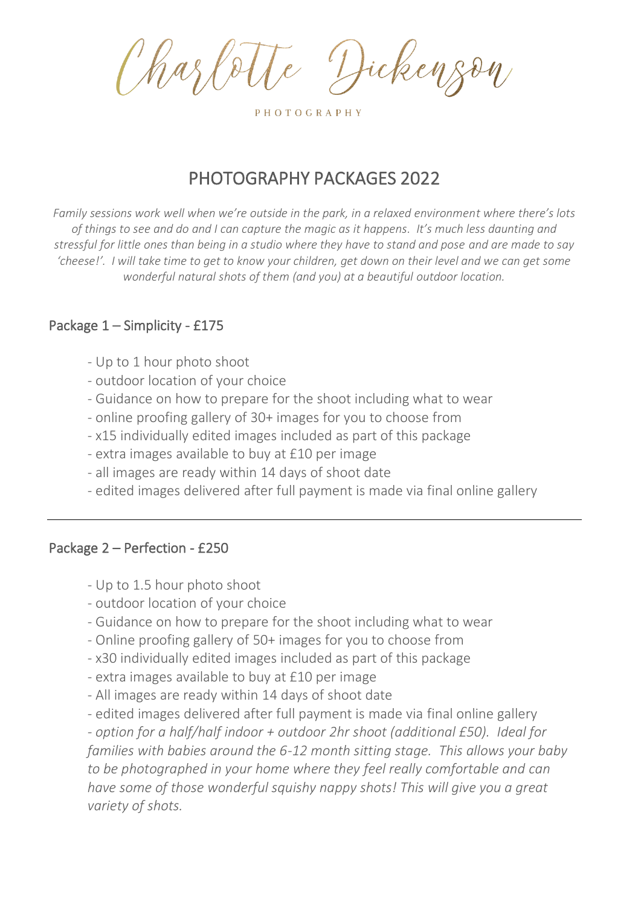Charlotte Dickenson

PHOTOGRAPHY

# PHOTOGRAPHY PACKAGES 2022

*Family sessions work well when we're outside in the park, in a relaxed environment where there's lots of things to see and do and I can capture the magic as it happens. It's much less daunting and stressful for little ones than being in a studio where they have to stand and pose and are made to say 'cheese!'. I will take time to get to know your children, get down on their level and we can get some wonderful natural shots of them (and you) at a beautiful outdoor location.*

## Package 1 – Simplicity - £175

- Up to 1 hour photo shoot
- outdoor location of your choice
- Guidance on how to prepare for the shoot including what to wear
- online proofing gallery of 30+ images for you to choose from
- x15 individually edited images included as part of this package
- extra images available to buy at £10 per image
- all images are ready within 14 days of shoot date
- edited images delivered after full payment is made via final online gallery

---

## Package 2 – Perfection - £250

- Up to 1.5 hour photo shoot
- outdoor location of your choice
- Guidance on how to prepare for the shoot including what to wear
- Online proofing gallery of 50+ images for you to choose from
- x30 individually edited images included as part of this package
- extra images available to buy at £10 per image
- All images are ready within 14 days of shoot date
- edited images delivered after full payment is made via final online gallery
- *option for a half/half indoor + outdoor 2hr shoot (additional £50). Ideal for families with babies around the 6-12 month sitting stage. This allows your baby to be photographed in your home where they feel really comfortable and can have some of those wonderful squishy nappy shots! This will give you a great variety of shots.*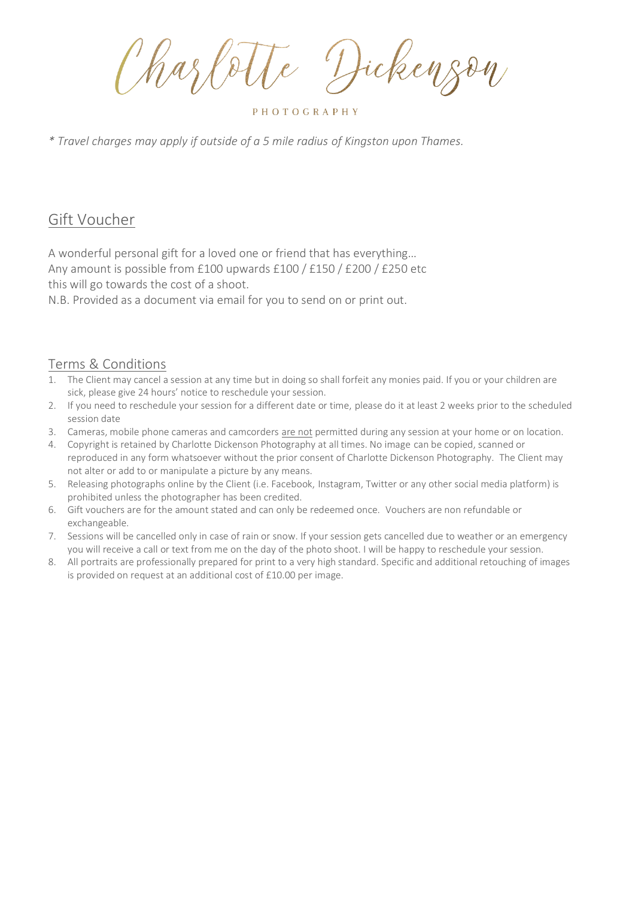Charlotte Dickenson

PHOTOGRAPHY

*\* Travel charges may apply if outside of a 5 mile radius of Kingston upon Thames.*

## Gift Voucher

A wonderful personal gift for a loved one or friend that has everything…
Any amount is possible from £100 upwards £100 / £150 / £200 / £250 etc
this will go towards the cost of a shoot.
N.B. Provided as a document via email for you to send on or print out.

## Terms & Conditions

1. The Client may cancel a session at any time but in doing so shall forfeit any monies paid. If you or your children are sick, please give 24 hours' notice to reschedule your session.
2. If you need to reschedule your session for a different date or time, please do it at least 2 weeks prior to the scheduled session date
3. Cameras, mobile phone cameras and camcorders are not permitted during any session at your home or on location.
4. Copyright is retained by Charlotte Dickenson Photography at all times. No image can be copied, scanned or reproduced in any form whatsoever without the prior consent of Charlotte Dickenson Photography. The Client may not alter or add to or manipulate a picture by any means.
5. Releasing photographs online by the Client (i.e. Facebook, Instagram, Twitter or any other social media platform) is prohibited unless the photographer has been credited.
6. Gift vouchers are for the amount stated and can only be redeemed once. Vouchers are non refundable or exchangeable.
7. Sessions will be cancelled only in case of rain or snow. If your session gets cancelled due to weather or an emergency you will receive a call or text from me on the day of the photo shoot. I will be happy to reschedule your session.
8. All portraits are professionally prepared for print to a very high standard. Specific and additional retouching of images is provided on request at an additional cost of £10.00 per image.